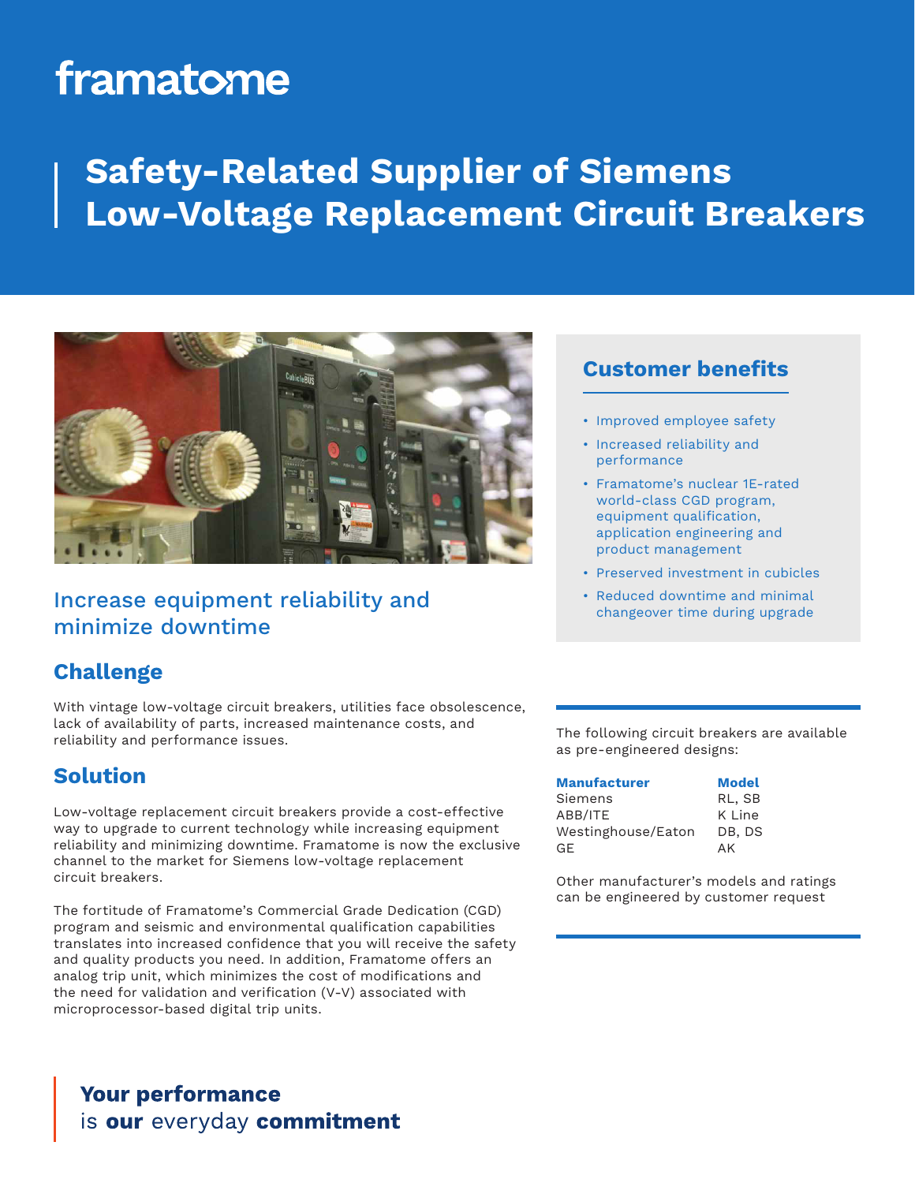framatome

# Safety-Related Supplier of Siemens Low-Voltage Replacement Circuit Breakers

## Increase equipment reliability and minimize downtime

## Challenge

With vintage low-voltage circuit breakers, utilities face obsolescence, lack of availability of parts, increased maintenance costs, and reliability and performance issues.

## Solution

Low-voltage replacement circuit breakers provide a cost-effective way to upgrade to current technology while increasing equipment reliability and minimizing downtime. Framatome is now the exclusive channel to the market for Siemens low-voltage replacement circuit breakers.

The fortitude of Framatome's Commercial Grade Dedication (CGD) program and seismic and environmental qualification capabilities translates into increased confidence that you will receive the safety and quality products you need. In addition, Framatome offers an analog trip unit, which minimizes the cost of modifications and the need for validation and verification (V-V) associated with microprocessor-based digital trip units.

## Customer benefits

- Improved employee safety
- Increased reliability and performance
- Framatome's nuclear 1E-rated world-class CGD program, equipment qualification, application engineering and product management
- Preserved investment in cubicles
- Reduced downtime and minimal changeover time during upgrade

The following circuit breakers are available as pre-engineered designs:

| Manufacturer | Model |
|---|---|
| Siemens | RL, SB |
| ABB/ITE | K Line |
| Westinghouse/Eaton | DB, DS |
| GE | AK |

Other manufacturer's models and ratings can be engineered by customer request

**Your performance**
is **our** everyday **commitment**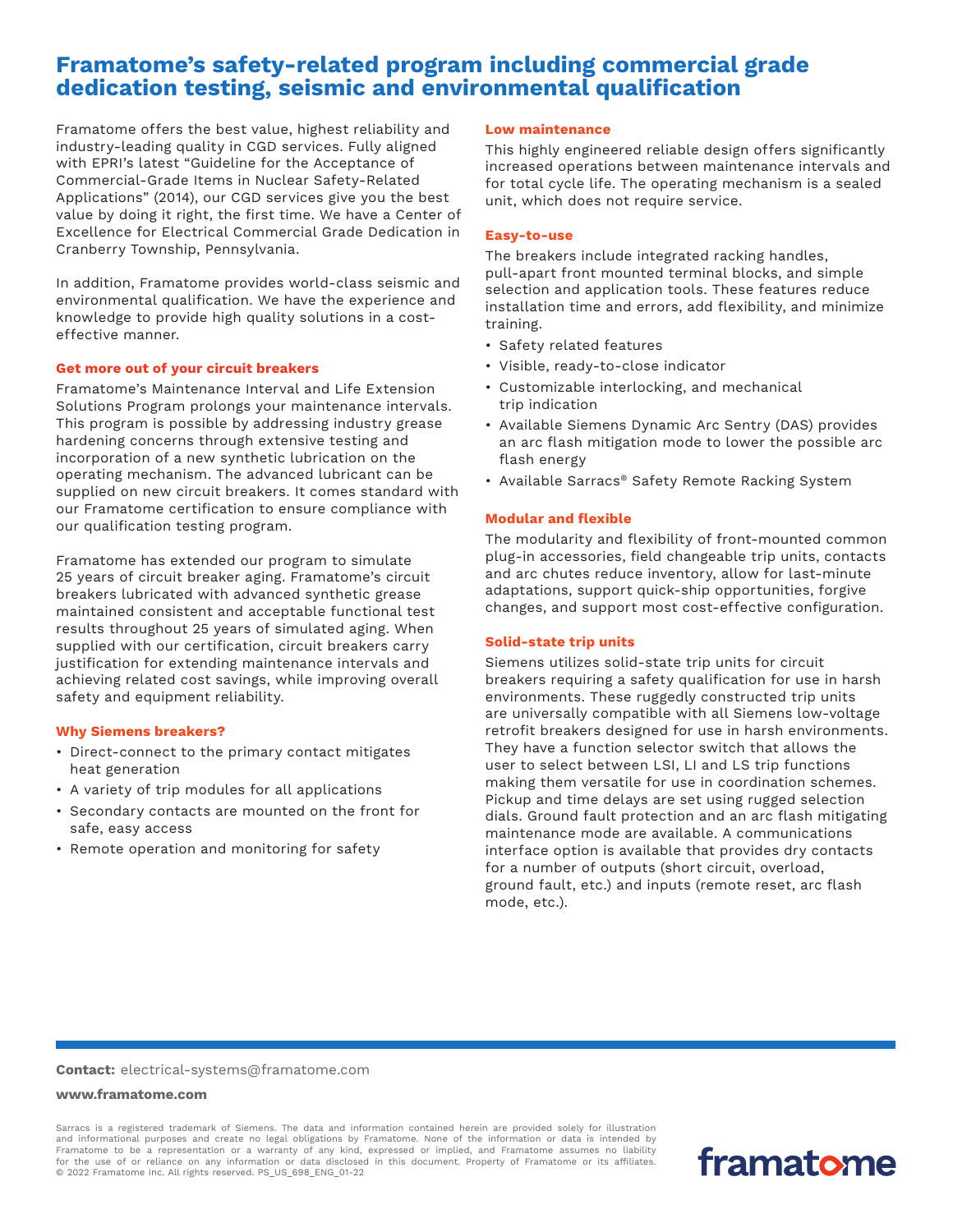# Framatome's safety-related program including commercial grade dedication testing, seismic and environmental qualification

Framatome offers the best value, highest reliability and industry-leading quality in CGD services. Fully aligned with EPRI's latest "Guideline for the Acceptance of Commercial-Grade Items in Nuclear Safety-Related Applications" (2014), our CGD services give you the best value by doing it right, the first time. We have a Center of Excellence for Electrical Commercial Grade Dedication in Cranberry Township, Pennsylvania.

In addition, Framatome provides world-class seismic and environmental qualification. We have the experience and knowledge to provide high quality solutions in a cost-effective manner.

### Get more out of your circuit breakers

Framatome's Maintenance Interval and Life Extension Solutions Program prolongs your maintenance intervals. This program is possible by addressing industry grease hardening concerns through extensive testing and incorporation of a new synthetic lubrication on the operating mechanism. The advanced lubricant can be supplied on new circuit breakers. It comes standard with our Framatome certification to ensure compliance with our qualification testing program.

Framatome has extended our program to simulate 25 years of circuit breaker aging. Framatome's circuit breakers lubricated with advanced synthetic grease maintained consistent and acceptable functional test results throughout 25 years of simulated aging. When supplied with our certification, circuit breakers carry justification for extending maintenance intervals and achieving related cost savings, while improving overall safety and equipment reliability.

### Why Siemens breakers?

- Direct-connect to the primary contact mitigates heat generation
- A variety of trip modules for all applications
- Secondary contacts are mounted on the front for safe, easy access
- Remote operation and monitoring for safety

### Low maintenance

This highly engineered reliable design offers significantly increased operations between maintenance intervals and for total cycle life. The operating mechanism is a sealed unit, which does not require service.

### Easy-to-use

The breakers include integrated racking handles, pull-apart front mounted terminal blocks, and simple selection and application tools. These features reduce installation time and errors, add flexibility, and minimize training.

- Safety related features
- Visible, ready-to-close indicator
- Customizable interlocking, and mechanical trip indication
- Available Siemens Dynamic Arc Sentry (DAS) provides an arc flash mitigation mode to lower the possible arc flash energy
- Available Sarracs® Safety Remote Racking System

### Modular and flexible

The modularity and flexibility of front-mounted common plug-in accessories, field changeable trip units, contacts and arc chutes reduce inventory, allow for last-minute adaptations, support quick-ship opportunities, forgive changes, and support most cost-effective configuration.

### Solid-state trip units

Siemens utilizes solid-state trip units for circuit breakers requiring a safety qualification for use in harsh environments. These ruggedly constructed trip units are universally compatible with all Siemens low-voltage retrofit breakers designed for use in harsh environments. They have a function selector switch that allows the user to select between LSI, LI and LS trip functions making them versatile for use in coordination schemes. Pickup and time delays are set using rugged selection dials. Ground fault protection and an arc flash mitigating maintenance mode are available. A communications interface option is available that provides dry contacts for a number of outputs (short circuit, overload, ground fault, etc.) and inputs (remote reset, arc flash mode, etc.).

**Contact:** electrical-systems@framatome.com

**www.framatome.com**

Sarracs is a registered trademark of Siemens. The data and information contained herein are provided solely for illustration and informational purposes and create no legal obligations by Framatome. None of the information or data is intended by Framatome to be a representation or a warranty of any kind, expressed or implied, and Framatome assumes no liability for the use of or reliance on any information or data disclosed in this document. Property of Framatome or its affiliates. © 2022 Framatome Inc. All rights reserved. PS_US_698_ENG_01-22